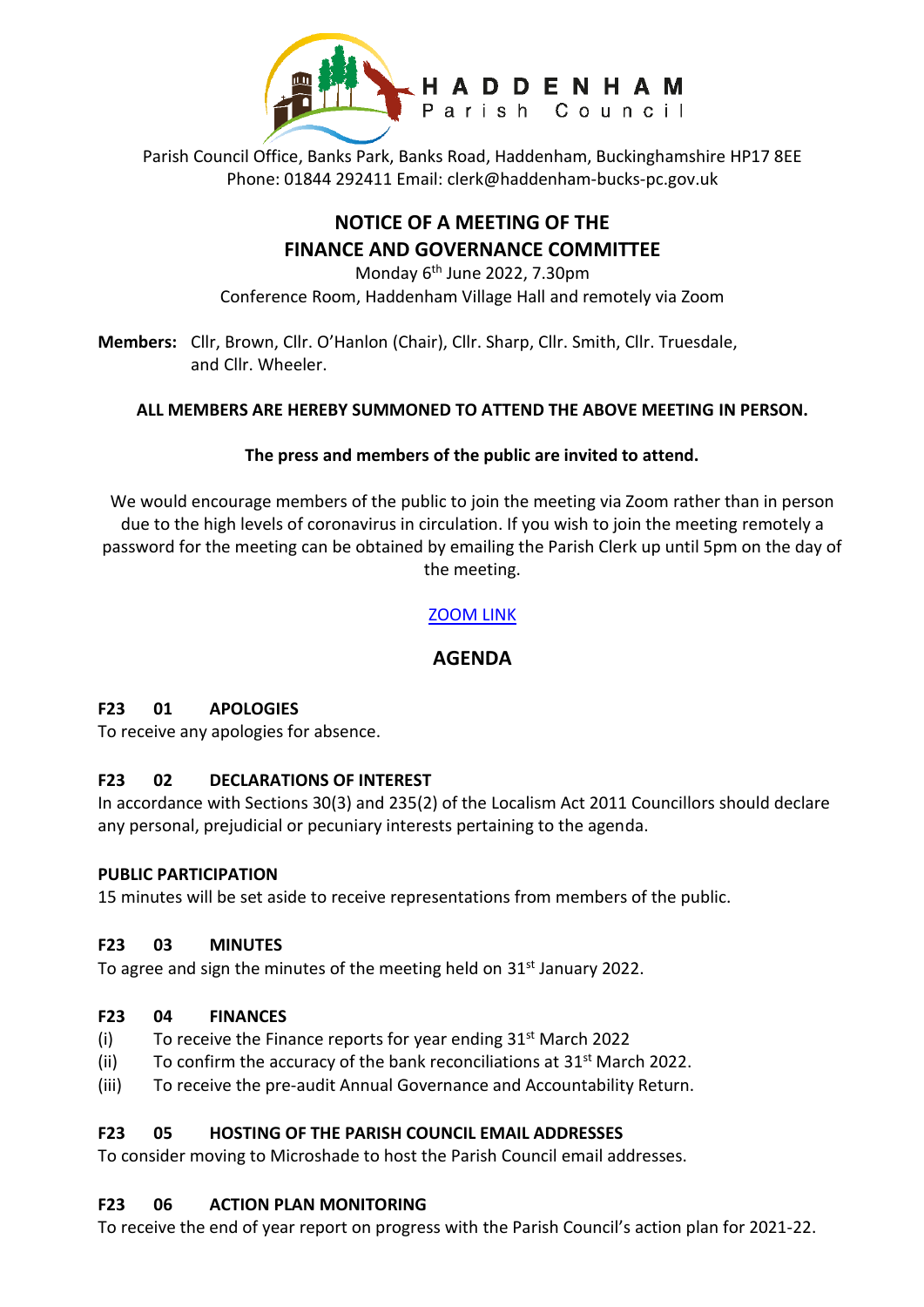HADDENHAM
Parish Council

Parish Council Office, Banks Park, Banks Road, Haddenham, Buckinghamshire HP17 8EE
Phone: 01844 292411 Email: clerk@haddenham-bucks-pc.gov.uk

# NOTICE OF A MEETING OF THE FINANCE AND GOVERNANCE COMMITTEE

Monday 6th June 2022, 7.30pm
Conference Room, Haddenham Village Hall and remotely via Zoom

**Members:** Cllr, Brown, Cllr. O'Hanlon (Chair), Cllr. Sharp, Cllr. Smith, Cllr. Truesdale, and Cllr. Wheeler.

**ALL MEMBERS ARE HEREBY SUMMONED TO ATTEND THE ABOVE MEETING IN PERSON.**

**The press and members of the public are invited to attend.**

We would encourage members of the public to join the meeting via Zoom rather than in person due to the high levels of coronavirus in circulation. If you wish to join the meeting remotely a password for the meeting can be obtained by emailing the Parish Clerk up until 5pm on the day of the meeting.

ZOOM LINK

## AGENDA

### F23 01 APOLOGIES

To receive any apologies for absence.

### F23 02 DECLARATIONS OF INTEREST

In accordance with Sections 30(3) and 235(2) of the Localism Act 2011 Councillors should declare any personal, prejudicial or pecuniary interests pertaining to the agenda.

### PUBLIC PARTICIPATION

15 minutes will be set aside to receive representations from members of the public.

### F23 03 MINUTES

To agree and sign the minutes of the meeting held on 31st January 2022.

### F23 04 FINANCES

(i) To receive the Finance reports for year ending 31st March 2022
(ii) To confirm the accuracy of the bank reconciliations at 31st March 2022.
(iii) To receive the pre-audit Annual Governance and Accountability Return.

### F23 05 HOSTING OF THE PARISH COUNCIL EMAIL ADDRESSES

To consider moving to Microshade to host the Parish Council email addresses.

### F23 06 ACTION PLAN MONITORING

To receive the end of year report on progress with the Parish Council's action plan for 2021-22.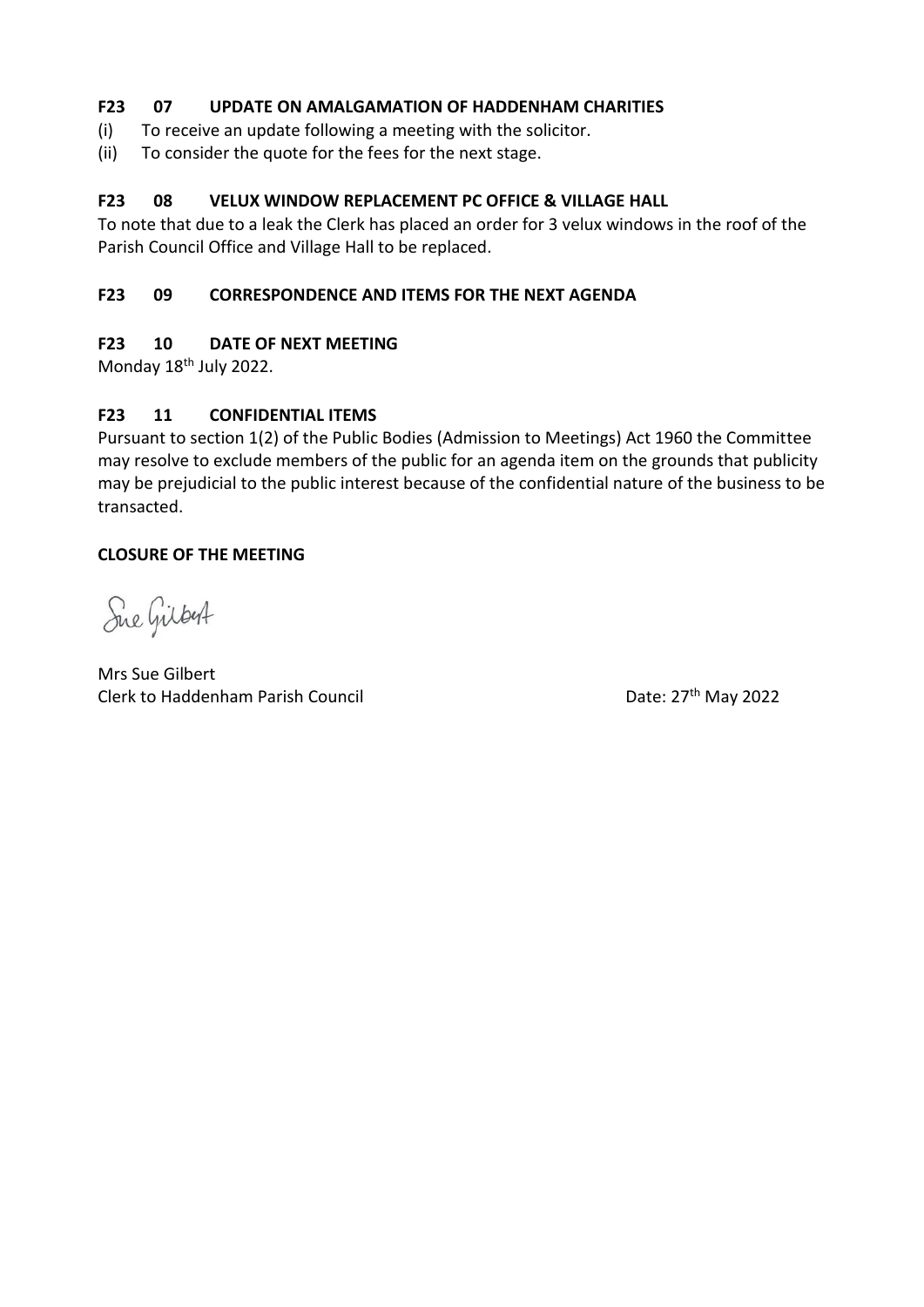### F23 07 UPDATE ON AMALGAMATION OF HADDENHAM CHARITIES

(i) To receive an update following a meeting with the solicitor.

(ii) To consider the quote for the fees for the next stage.

### F23 08 VELUX WINDOW REPLACEMENT PC OFFICE & VILLAGE HALL

To note that due to a leak the Clerk has placed an order for 3 velux windows in the roof of the Parish Council Office and Village Hall to be replaced.

### F23 09 CORRESPONDENCE AND ITEMS FOR THE NEXT AGENDA

### F23 10 DATE OF NEXT MEETING

Monday 18th July 2022.

### F23 11 CONFIDENTIAL ITEMS

Pursuant to section 1(2) of the Public Bodies (Admission to Meetings) Act 1960 the Committee may resolve to exclude members of the public for an agenda item on the grounds that publicity may be prejudicial to the public interest because of the confidential nature of the business to be transacted.

**CLOSURE OF THE MEETING**

Sue Gilbert

Mrs Sue Gilbert
Clerk to Haddenham Parish Council

Date: 27th May 2022